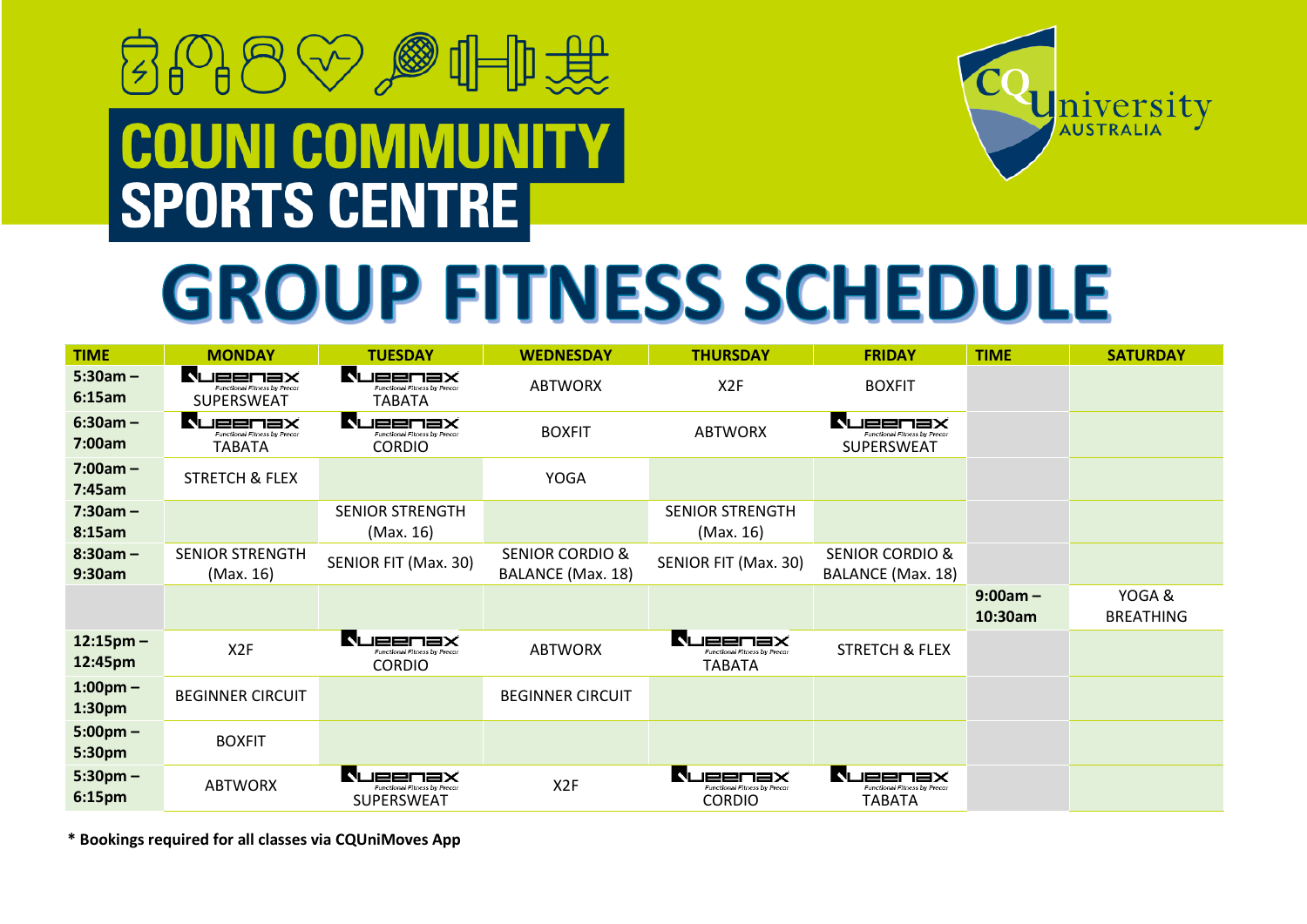# CQUNI COMMUNITY SPORTS CENTRE

# GROUP FITNESS SCHEDULE

| TIME | MONDAY | TUESDAY | WEDNESDAY | THURSDAY | FRIDAY | TIME | SATURDAY |
|---|---|---|---|---|---|---|---|
| 5:30am – 6:15am | Queenax Functional Fitness by Precor SUPERSWEAT | Queenax Functional Fitness by Precor TABATA | ABTWORX | X2F | BOXFIT | | |
| 6:30am – 7:00am | Queenax Functional Fitness by Precor TABATA | Queenax Functional Fitness by Precor CORDIO | BOXFIT | ABTWORX | Queenax Functional Fitness by Precor SUPERSWEAT | | |
| 7:00am – 7:45am | STRETCH & FLEX | | YOGA | | | | |
| 7:30am – 8:15am | | SENIOR STRENGTH (Max. 16) | | SENIOR STRENGTH (Max. 16) | | | |
| 8:30am – 9:30am | SENIOR STRENGTH (Max. 16) | SENIOR FIT (Max. 30) | SENIOR CORDIO & BALANCE (Max. 18) | SENIOR FIT (Max. 30) | SENIOR CORDIO & BALANCE (Max. 18) | | |
| | | | | | | 9:00am – 10:30am | YOGA & BREATHING |
| 12:15pm – 12:45pm | X2F | Queenax Functional Fitness by Precor CORDIO | ABTWORX | Queenax Functional Fitness by Precor TABATA | STRETCH & FLEX | | |
| 1:00pm – 1:30pm | BEGINNER CIRCUIT | | BEGINNER CIRCUIT | | | | |
| 5:00pm – 5:30pm | BOXFIT | | | | | | |
| 5:30pm – 6:15pm | ABTWORX | Queenax Functional Fitness by Precor SUPERSWEAT | X2F | Queenax Functional Fitness by Precor CORDIO | Queenax Functional Fitness by Precor TABATA | | |

**\* Bookings required for all classes via CQUniMoves App**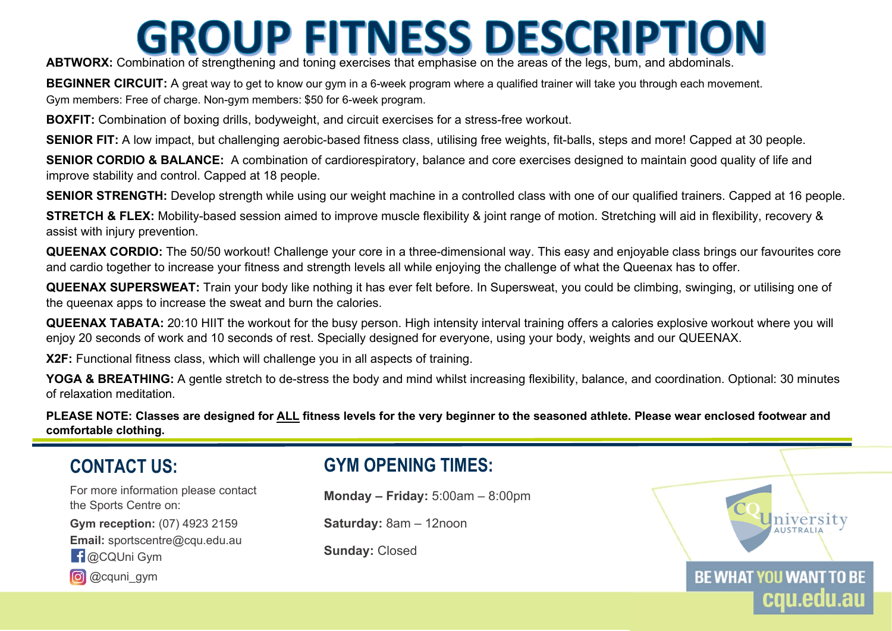# GROUP FITNESS DESCRIPTION

**ABTWORX:** Combination of strengthening and toning exercises that emphasise on the areas of the legs, bum, and abdominals.

**BEGINNER CIRCUIT:** A great way to get to know our gym in a 6-week program where a qualified trainer will take you through each movement. Gym members: Free of charge. Non-gym members: $50 for 6-week program.

**BOXFIT:** Combination of boxing drills, bodyweight, and circuit exercises for a stress-free workout.

**SENIOR FIT:** A low impact, but challenging aerobic-based fitness class, utilising free weights, fit-balls, steps and more! Capped at 30 people.

**SENIOR CORDIO & BALANCE:** A combination of cardiorespiratory, balance and core exercises designed to maintain good quality of life and improve stability and control. Capped at 18 people.

**SENIOR STRENGTH:** Develop strength while using our weight machine in a controlled class with one of our qualified trainers. Capped at 16 people.

**STRETCH & FLEX:** Mobility-based session aimed to improve muscle flexibility & joint range of motion. Stretching will aid in flexibility, recovery & assist with injury prevention.

**QUEENAX CORDIO:** The 50/50 workout! Challenge your core in a three-dimensional way. This easy and enjoyable class brings our favourites core and cardio together to increase your fitness and strength levels all while enjoying the challenge of what the Queenax has to offer.

**QUEENAX SUPERSWEAT:** Train your body like nothing it has ever felt before. In Supersweat, you could be climbing, swinging, or utilising one of the queenax apps to increase the sweat and burn the calories.

**QUEENAX TABATA:** 20:10 HIIT the workout for the busy person. High intensity interval training offers a calories explosive workout where you will enjoy 20 seconds of work and 10 seconds of rest. Specially designed for everyone, using your body, weights and our QUEENAX.

**X2F:** Functional fitness class, which will challenge you in all aspects of training.

**YOGA & BREATHING:** A gentle stretch to de-stress the body and mind whilst increasing flexibility, balance, and coordination. Optional: 30 minutes of relaxation meditation.

**PLEASE NOTE: Classes are designed for ALL fitness levels for the very beginner to the seasoned athlete. Please wear enclosed footwear and comfortable clothing.**

## CONTACT US:

For more information please contact the Sports Centre on:

**Gym reception:** (07) 4923 2159

**Email:** sportscentre@cqu.edu.au

@CQUni Gym

@cquni_gym

## GYM OPENING TIMES:

**Monday – Friday:** 5:00am – 8:00pm

**Saturday:** 8am – 12noon

**Sunday:** Closed

CQUniversity AUSTRALIA

BE WHAT YOU WANT TO BE

cqu.edu.au